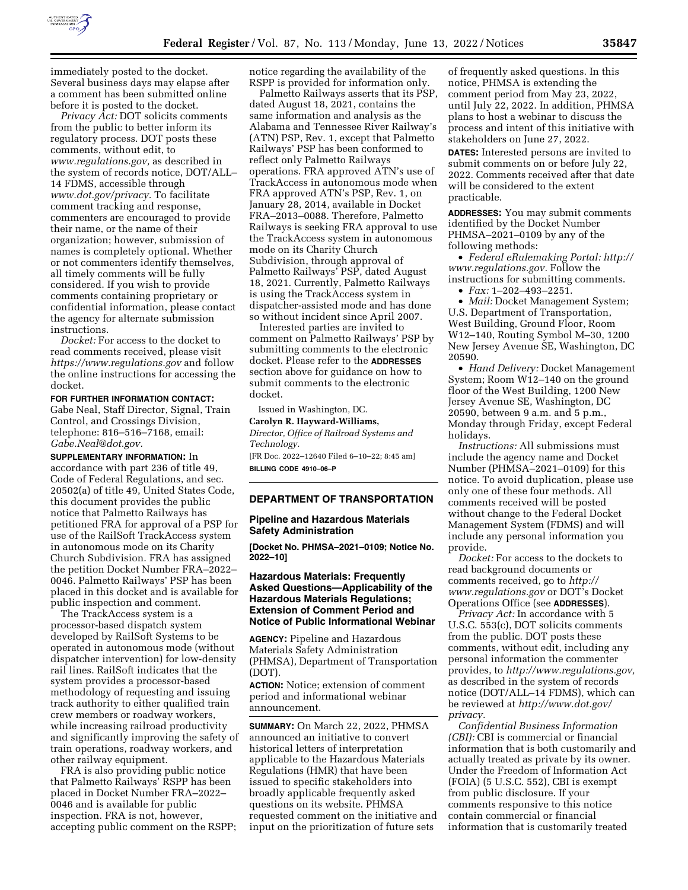immediately posted to the docket. Several business days may elapse after a comment has been submitted online before it is posted to the docket.

*Privacy Act:* DOT solicits comments from the public to better inform its regulatory process. DOT posts these comments, without edit, to *www.regulations.gov,* as described in the system of records notice, DOT/ALL–14 FDMS, accessible through *www.dot.gov/privacy.* To facilitate comment tracking and response, commenters are encouraged to provide their name, or the name of their organization; however, submission of names is completely optional. Whether or not commenters identify themselves, all timely comments will be fully considered. If you wish to provide comments containing proprietary or confidential information, please contact the agency for alternate submission instructions.

*Docket:* For access to the docket to read comments received, please visit *https://www.regulations.gov* and follow the online instructions for accessing the docket.

**FOR FURTHER INFORMATION CONTACT:** Gabe Neal, Staff Director, Signal, Train Control, and Crossings Division, telephone: 816–516–7168, email: *Gabe.Neal@dot.gov.*

**SUPPLEMENTARY INFORMATION:** In accordance with part 236 of title 49, Code of Federal Regulations, and sec. 20502(a) of title 49, United States Code, this document provides the public notice that Palmetto Railways has petitioned FRA for approval of a PSP for use of the RailSoft TrackAccess system in autonomous mode on its Charity Church Subdivision. FRA has assigned the petition Docket Number FRA–2022–0046. Palmetto Railways' PSP has been placed in this docket and is available for public inspection and comment.

The TrackAccess system is a processor-based dispatch system developed by RailSoft Systems to be operated in autonomous mode (without dispatcher intervention) for low-density rail lines. RailSoft indicates that the system provides a processor-based methodology of requesting and issuing track authority to either qualified train crew members or roadway workers, while increasing railroad productivity and significantly improving the safety of train operations, roadway workers, and other railway equipment.

FRA is also providing public notice that Palmetto Railways' RSPP has been placed in Docket Number FRA–2022–0046 and is available for public inspection. FRA is not, however, accepting public comment on the RSPP; notice regarding the availability of the RSPP is provided for information only.

Palmetto Railways asserts that its PSP, dated August 18, 2021, contains the same information and analysis as the Alabama and Tennessee River Railway's (ATN) PSP, Rev. 1, except that Palmetto Railways' PSP has been conformed to reflect only Palmetto Railways operations. FRA approved ATN's use of TrackAccess in autonomous mode when FRA approved ATN's PSP, Rev. 1, on January 28, 2014, available in Docket FRA–2013–0088. Therefore, Palmetto Railways is seeking FRA approval to use the TrackAccess system in autonomous mode on its Charity Church Subdivision, through approval of Palmetto Railways' PSP, dated August 18, 2021. Currently, Palmetto Railways is using the TrackAccess system in dispatcher-assisted mode and has done so without incident since April 2007.

Interested parties are invited to comment on Palmetto Railways' PSP by submitting comments to the electronic docket. Please refer to the **ADDRESSES** section above for guidance on how to submit comments to the electronic docket.

Issued in Washington, DC.

**Carolyn R. Hayward-Williams,**

*Director, Office of Railroad Systems and Technology.*

[FR Doc. 2022–12640 Filed 6–10–22; 8:45 am]

**BILLING CODE 4910–06–P**

## DEPARTMENT OF TRANSPORTATION

### Pipeline and Hazardous Materials Safety Administration

**[Docket No. PHMSA–2021–0109; Notice No. 2022–10]**

### Hazardous Materials: Frequently Asked Questions—Applicability of the Hazardous Materials Regulations; Extension of Comment Period and Notice of Public Informational Webinar

**AGENCY:** Pipeline and Hazardous Materials Safety Administration (PHMSA), Department of Transportation (DOT).

**ACTION:** Notice; extension of comment period and informational webinar announcement.

**SUMMARY:** On March 22, 2022, PHMSA announced an initiative to convert historical letters of interpretation applicable to the Hazardous Materials Regulations (HMR) that have been issued to specific stakeholders into broadly applicable frequently asked questions on its website. PHMSA requested comment on the initiative and input on the prioritization of future sets of frequently asked questions. In this notice, PHMSA is extending the comment period from May 23, 2022, until July 22, 2022. In addition, PHMSA plans to host a webinar to discuss the process and intent of this initiative with stakeholders on June 27, 2022.

**DATES:** Interested persons are invited to submit comments on or before July 22, 2022. Comments received after that date will be considered to the extent practicable.

**ADDRESSES:** You may submit comments identified by the Docket Number PHMSA–2021–0109 by any of the following methods:

- *Federal eRulemaking Portal: http://www.regulations.gov.* Follow the instructions for submitting comments.
- *Fax:* 1–202–493–2251.
- *Mail:* Docket Management System; U.S. Department of Transportation, West Building, Ground Floor, Room W12–140, Routing Symbol M–30, 1200 New Jersey Avenue SE, Washington, DC 20590.
- *Hand Delivery:* Docket Management System; Room W12–140 on the ground floor of the West Building, 1200 New Jersey Avenue SE, Washington, DC 20590, between 9 a.m. and 5 p.m., Monday through Friday, except Federal holidays.

*Instructions:* All submissions must include the agency name and Docket Number (PHMSA–2021–0109) for this notice. To avoid duplication, please use only one of these four methods. All comments received will be posted without change to the Federal Docket Management System (FDMS) and will include any personal information you provide.

*Docket:* For access to the dockets to read background documents or comments received, go to *http://www.regulations.gov* or DOT's Docket Operations Office (see **ADDRESSES**).

*Privacy Act:* In accordance with 5 U.S.C. 553(c), DOT solicits comments from the public. DOT posts these comments, without edit, including any personal information the commenter provides, to *http://www.regulations.gov,* as described in the system of records notice (DOT/ALL–14 FDMS), which can be reviewed at *http://www.dot.gov/privacy.*

*Confidential Business Information (CBI):* CBI is commercial or financial information that is both customarily and actually treated as private by its owner. Under the Freedom of Information Act (FOIA) (5 U.S.C. 552), CBI is exempt from public disclosure. If your comments responsive to this notice contain commercial or financial information that is customarily treated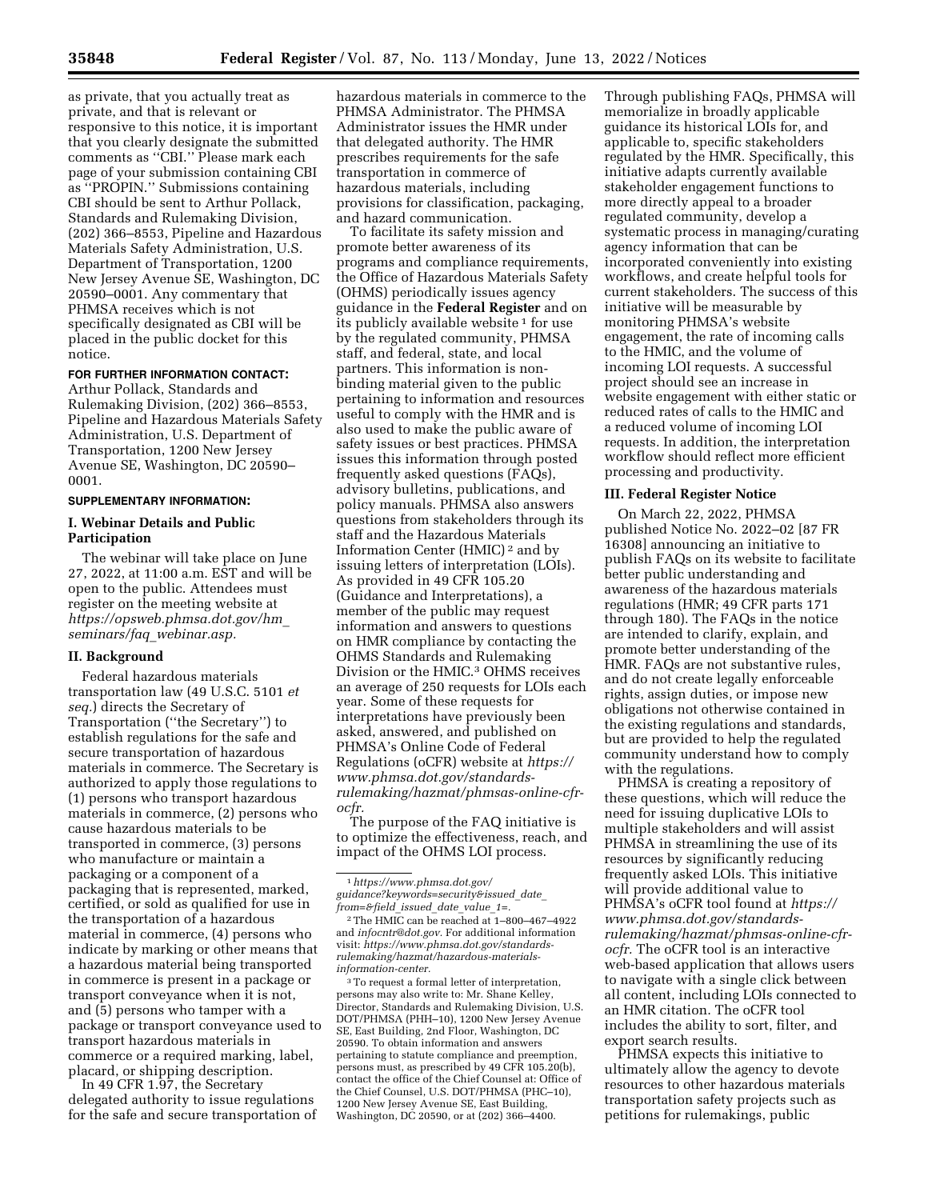as private, that you actually treat as private, and that is relevant or responsive to this notice, it is important that you clearly designate the submitted comments as "CBI." Please mark each page of your submission containing CBI as "PROPIN." Submissions containing CBI should be sent to Arthur Pollack, Standards and Rulemaking Division, (202) 366–8553, Pipeline and Hazardous Materials Safety Administration, U.S. Department of Transportation, 1200 New Jersey Avenue SE, Washington, DC 20590–0001. Any commentary that PHMSA receives which is not specifically designated as CBI will be placed in the public docket for this notice.

**FOR FURTHER INFORMATION CONTACT:** Arthur Pollack, Standards and Rulemaking Division, (202) 366–8553, Pipeline and Hazardous Materials Safety Administration, U.S. Department of Transportation, 1200 New Jersey Avenue SE, Washington, DC 20590–0001.

**SUPPLEMENTARY INFORMATION:**

## I. Webinar Details and Public Participation

The webinar will take place on June 27, 2022, at 11:00 a.m. EST and will be open to the public. Attendees must register on the meeting website at *https://opsweb.phmsa.dot.gov/hm_seminars/faq_webinar.asp.*

## II. Background

Federal hazardous materials transportation law (49 U.S.C. 5101 *et seq.*) directs the Secretary of Transportation ("the Secretary") to establish regulations for the safe and secure transportation of hazardous materials in commerce. The Secretary is authorized to apply those regulations to (1) persons who transport hazardous materials in commerce, (2) persons who cause hazardous materials to be transported in commerce, (3) persons who manufacture or maintain a packaging or a component of a packaging that is represented, marked, certified, or sold as qualified for use in the transportation of a hazardous material in commerce, (4) persons who indicate by marking or other means that a hazardous material being transported in commerce is present in a package or transport conveyance when it is not, and (5) persons who tamper with a package or transport conveyance used to transport hazardous materials in commerce or a required marking, label, placard, or shipping description.

In 49 CFR 1.97, the Secretary delegated authority to issue regulations for the safe and secure transportation of hazardous materials in commerce to the PHMSA Administrator. The PHMSA Administrator issues the HMR under that delegated authority. The HMR prescribes requirements for the safe transportation in commerce of hazardous materials, including provisions for classification, packaging, and hazard communication.

To facilitate its safety mission and promote better awareness of its programs and compliance requirements, the Office of Hazardous Materials Safety (OHMS) periodically issues agency guidance in the **Federal Register** and on its publicly available website [1] for use by the regulated community, PHMSA staff, and federal, state, and local partners. This information is non-binding material given to the public pertaining to information and resources useful to comply with the HMR and is also used to make the public aware of safety issues or best practices. PHMSA issues this information through posted frequently asked questions (FAQs), advisory bulletins, publications, and policy manuals. PHMSA also answers questions from stakeholders through its staff and the Hazardous Materials Information Center (HMIC) [2] and by issuing letters of interpretation (LOIs). As provided in 49 CFR 105.20 (Guidance and Interpretations), a member of the public may request information and answers to questions on HMR compliance by contacting the OHMS Standards and Rulemaking Division or the HMIC.[3] OHMS receives an average of 250 requests for LOIs each year. Some of these requests for interpretations have previously been asked, answered, and published on PHMSA's Online Code of Federal Regulations (oCFR) website at *https://www.phmsa.dot.gov/standards-rulemaking/hazmat/phmsas-online-cfr-ocfr.*

The purpose of the FAQ initiative is to optimize the effectiveness, reach, and impact of the OHMS LOI process. Through publishing FAQs, PHMSA will memorialize in broadly applicable guidance its historical LOIs for, and applicable to, specific stakeholders regulated by the HMR. Specifically, this initiative adapts currently available stakeholder engagement functions to more directly appeal to a broader regulated community, develop a systematic process in managing/curating agency information that can be incorporated conveniently into existing workflows, and create helpful tools for current stakeholders. The success of this initiative will be measurable by monitoring PHMSA's website engagement, the rate of incoming calls to the HMIC, and the volume of incoming LOI requests. A successful project should see an increase in website engagement with either static or reduced rates of calls to the HMIC and a reduced volume of incoming LOI requests. In addition, the interpretation workflow should reflect more efficient processing and productivity.

## III. Federal Register Notice

On March 22, 2022, PHMSA published Notice No. 2022–02 [87 FR 16308] announcing an initiative to publish FAQs on its website to facilitate better public understanding and awareness of the hazardous materials regulations (HMR; 49 CFR parts 171 through 180). The FAQs in the notice are intended to clarify, explain, and promote better understanding of the HMR. FAQs are not substantive rules, and do not create legally enforceable rights, assign duties, or impose new obligations not otherwise contained in the existing regulations and standards, but are provided to help the regulated community understand how to comply with the regulations.

PHMSA is creating a repository of these questions, which will reduce the need for issuing duplicative LOIs to multiple stakeholders and will assist PHMSA in streamlining the use of its resources by significantly reducing frequently asked LOIs. This initiative will provide additional value to PHMSA's oCFR tool found at *https://www.phmsa.dot.gov/standards-rulemaking/hazmat/phmsas-online-cfr-ocfr.* The oCFR tool is an interactive web-based application that allows users to navigate with a single click between all content, including LOIs connected to an HMR citation. The oCFR tool includes the ability to sort, filter, and export search results.

PHMSA expects this initiative to ultimately allow the agency to devote resources to other hazardous materials transportation safety projects such as petitions for rulemakings, public

---

[1] *https://www.phmsa.dot.gov/guidance?keywords=security&issued_date_from=&field_issued_date_value_1=.*

[2] The HMIC can be reached at 1–800–467–4922 and *infocntr@dot.gov.* For additional information visit: *https://www.phmsa.dot.gov/standards-rulemaking/hazmat/hazardous-materials-information-center.*

[3] To request a formal letter of interpretation, persons may also write to: Mr. Shane Kelley, Director, Standards and Rulemaking Division, U.S. DOT/PHMSA (PHH–10), 1200 New Jersey Avenue SE, East Building, 2nd Floor, Washington, DC 20590. To obtain information and answers pertaining to statute compliance and preemption, persons must, as prescribed by 49 CFR 105.20(b), contact the office of the Chief Counsel at: Office of the Chief Counsel, U.S. DOT/PHMSA (PHC–10), 1200 New Jersey Avenue SE, East Building, Washington, DC 20590, or at (202) 366–4400.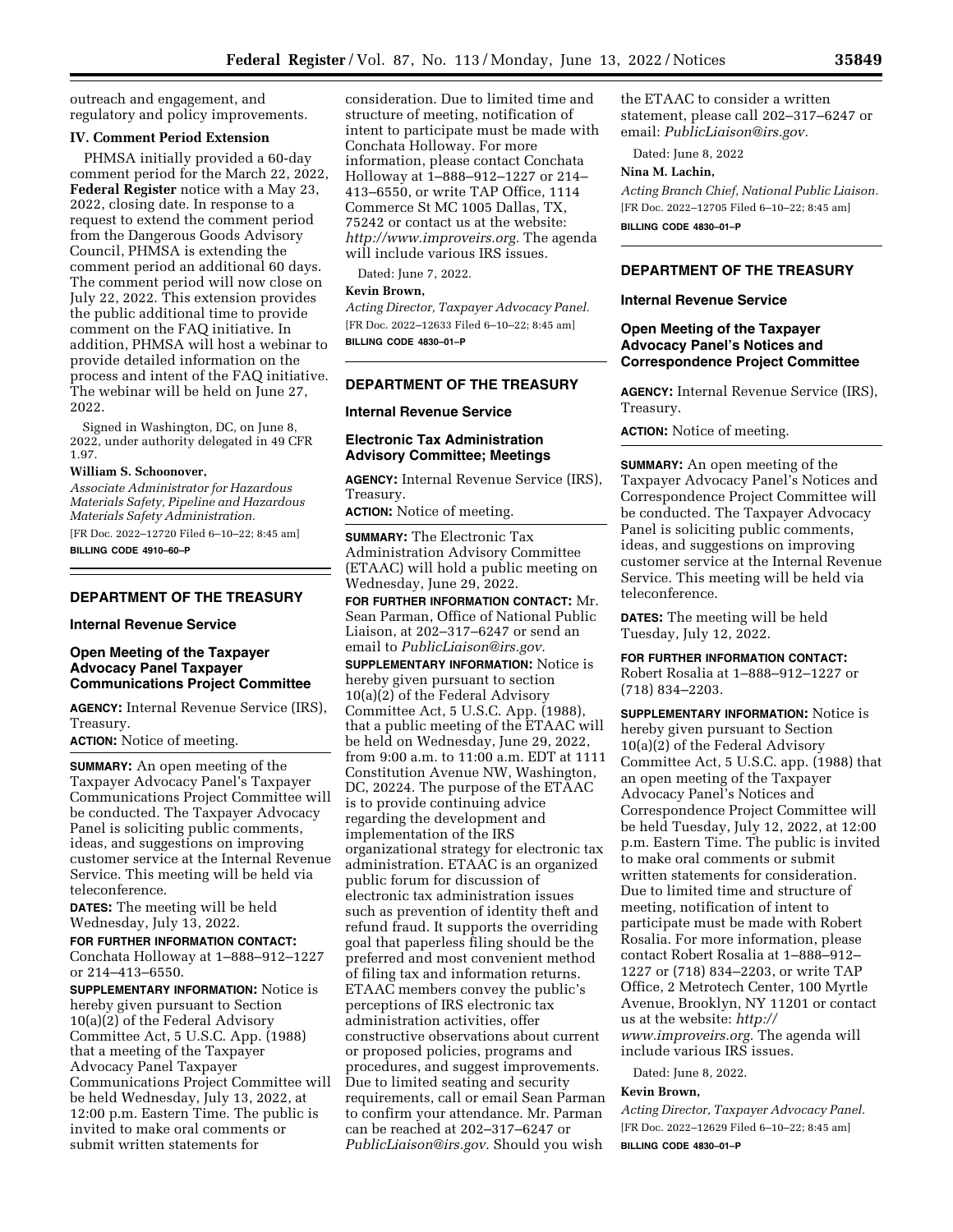outreach and engagement, and regulatory and policy improvements.

### IV. Comment Period Extension

PHMSA initially provided a 60-day comment period for the March 22, 2022, **Federal Register** notice with a May 23, 2022, closing date. In response to a request to extend the comment period from the Dangerous Goods Advisory Council, PHMSA is extending the comment period an additional 60 days. The comment period will now close on July 22, 2022. This extension provides the public additional time to provide comment on the FAQ initiative. In addition, PHMSA will host a webinar to provide detailed information on the process and intent of the FAQ initiative. The webinar will be held on June 27, 2022.

Signed in Washington, DC, on June 8, 2022, under authority delegated in 49 CFR 1.97.

**William S. Schoonover,**

*Associate Administrator for Hazardous Materials Safety, Pipeline and Hazardous Materials Safety Administration.*

[FR Doc. 2022–12720 Filed 6–10–22; 8:45 am]

**BILLING CODE 4910–60–P**

---

## DEPARTMENT OF THE TREASURY

### Internal Revenue Service

### Open Meeting of the Taxpayer Advocacy Panel Taxpayer Communications Project Committee

**AGENCY:** Internal Revenue Service (IRS), Treasury.

**ACTION:** Notice of meeting.

**SUMMARY:** An open meeting of the Taxpayer Advocacy Panel's Taxpayer Communications Project Committee will be conducted. The Taxpayer Advocacy Panel is soliciting public comments, ideas, and suggestions on improving customer service at the Internal Revenue Service. This meeting will be held via teleconference.

**DATES:** The meeting will be held Wednesday, July 13, 2022.

**FOR FURTHER INFORMATION CONTACT:** Conchata Holloway at 1–888–912–1227 or 214–413–6550.

**SUPPLEMENTARY INFORMATION:** Notice is hereby given pursuant to Section 10(a)(2) of the Federal Advisory Committee Act, 5 U.S.C. App. (1988) that a meeting of the Taxpayer Advocacy Panel Taxpayer Communications Project Committee will be held Wednesday, July 13, 2022, at 12:00 p.m. Eastern Time. The public is invited to make oral comments or submit written statements for consideration. Due to limited time and structure of meeting, notification of intent to participate must be made with Conchata Holloway. For more information, please contact Conchata Holloway at 1–888–912–1227 or 214–413–6550, or write TAP Office, 1114 Commerce St MC 1005 Dallas, TX, 75242 or contact us at the website: *http://www.improveirs.org.* The agenda will include various IRS issues.

Dated: June 7, 2022.

**Kevin Brown,**

*Acting Director, Taxpayer Advocacy Panel.*

[FR Doc. 2022–12633 Filed 6–10–22; 8:45 am]

**BILLING CODE 4830–01–P**

---

## DEPARTMENT OF THE TREASURY

### Internal Revenue Service

### Electronic Tax Administration Advisory Committee; Meetings

**AGENCY:** Internal Revenue Service (IRS), Treasury.

**ACTION:** Notice of meeting.

**SUMMARY:** The Electronic Tax Administration Advisory Committee (ETAAC) will hold a public meeting on Wednesday, June 29, 2022.

**FOR FURTHER INFORMATION CONTACT:** Mr. Sean Parman, Office of National Public Liaison, at 202–317–6247 or send an email to *PublicLiaison@irs.gov.*

**SUPPLEMENTARY INFORMATION:** Notice is hereby given pursuant to section 10(a)(2) of the Federal Advisory Committee Act, 5 U.S.C. App. (1988), that a public meeting of the ETAAC will be held on Wednesday, June 29, 2022, from 9:00 a.m. to 11:00 a.m. EDT at 1111 Constitution Avenue NW, Washington, DC, 20224. The purpose of the ETAAC is to provide continuing advice regarding the development and implementation of the IRS organizational strategy for electronic tax administration. ETAAC is an organized public forum for discussion of electronic tax administration issues such as prevention of identity theft and refund fraud. It supports the overriding goal that paperless filing should be the preferred and most convenient method of filing tax and information returns. ETAAC members convey the public's perceptions of IRS electronic tax administration activities, offer constructive observations about current or proposed policies, programs and procedures, and suggest improvements. Due to limited seating and security requirements, call or email Sean Parman to confirm your attendance. Mr. Parman can be reached at 202–317–6247 or *PublicLiaison@irs.gov.* Should you wish the ETAAC to consider a written statement, please call 202–317–6247 or email: *PublicLiaison@irs.gov.*

Dated: June 8, 2022

**Nina M. Lachin,**

*Acting Branch Chief, National Public Liaison.*

[FR Doc. 2022–12705 Filed 6–10–22; 8:45 am]

**BILLING CODE 4830–01–P**

---

## DEPARTMENT OF THE TREASURY

### Internal Revenue Service

### Open Meeting of the Taxpayer Advocacy Panel's Notices and Correspondence Project Committee

**AGENCY:** Internal Revenue Service (IRS), Treasury.

**ACTION:** Notice of meeting.

**SUMMARY:** An open meeting of the Taxpayer Advocacy Panel's Notices and Correspondence Project Committee will be conducted. The Taxpayer Advocacy Panel is soliciting public comments, ideas, and suggestions on improving customer service at the Internal Revenue Service. This meeting will be held via teleconference.

**DATES:** The meeting will be held Tuesday, July 12, 2022.

**FOR FURTHER INFORMATION CONTACT:** Robert Rosalia at 1–888–912–1227 or (718) 834–2203.

**SUPPLEMENTARY INFORMATION:** Notice is hereby given pursuant to Section 10(a)(2) of the Federal Advisory Committee Act, 5 U.S.C. App. (1988) that an open meeting of the Taxpayer Advocacy Panel's Notices and Correspondence Project Committee will be held Tuesday, July 12, 2022, at 12:00 p.m. Eastern Time. The public is invited to make oral comments or submit written statements for consideration. Due to limited time and structure of meeting, notification of intent to participate must be made with Robert Rosalia. For more information, please contact Robert Rosalia at 1–888–912–1227 or (718) 834–2203, or write TAP Office, 2 Metrotech Center, 100 Myrtle Avenue, Brooklyn, NY 11201 or contact us at the website: *http://www.improveirs.org.* The agenda will include various IRS issues.

Dated: June 8, 2022.

**Kevin Brown,**

*Acting Director, Taxpayer Advocacy Panel.*

[FR Doc. 2022–12629 Filed 6–10–22; 8:45 am]

**BILLING CODE 4830–01–P**